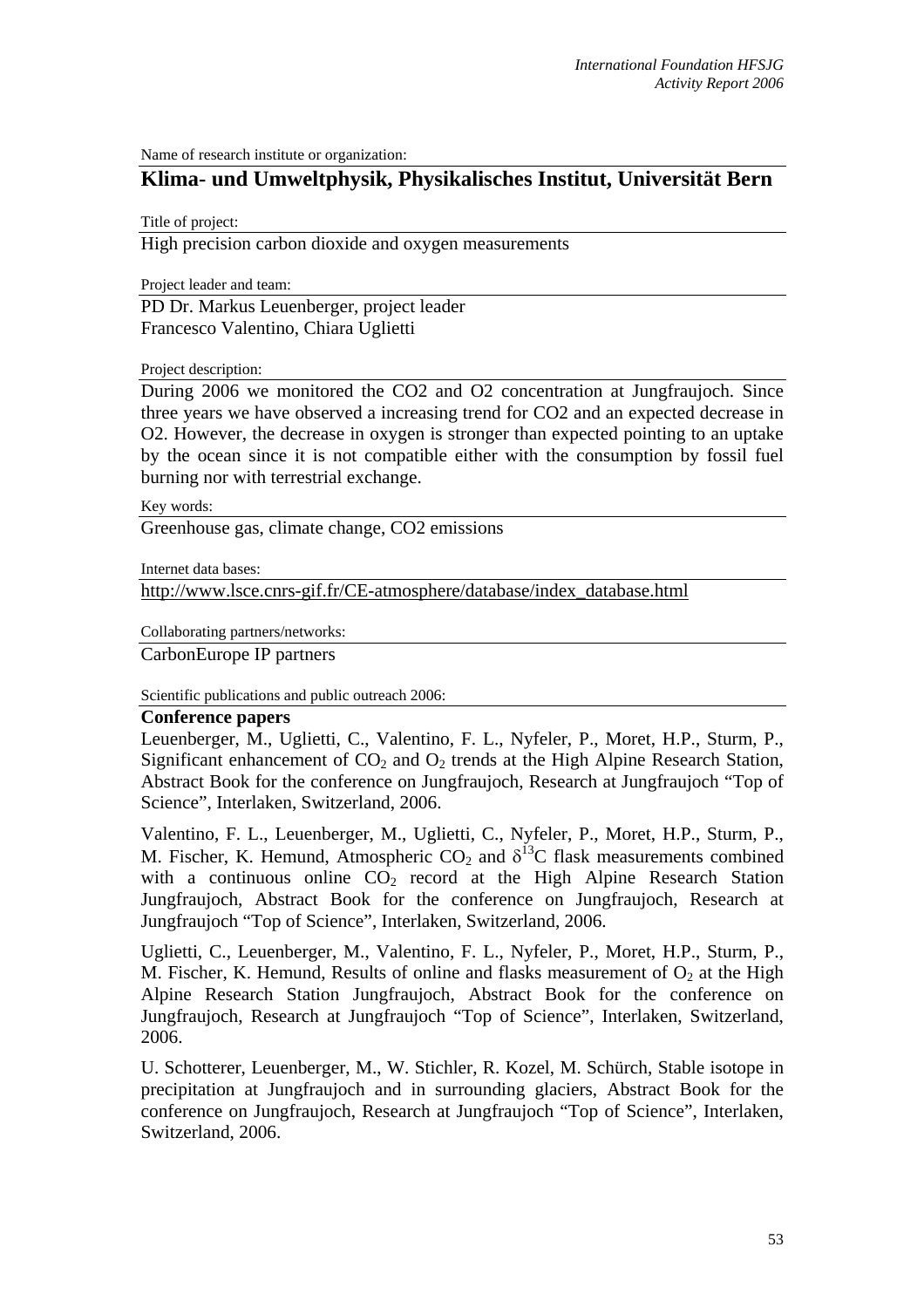Name of research institute or organization:

## Klima- und Umweltphysik, Physikalisches Institut, Universität Bern

Title of project:

High precision carbon dioxide and oxygen measurements

Project leader and team:

PD Dr. Markus Leuenberger, project leader
Francesco Valentino, Chiara Uglietti

Project description:

During 2006 we monitored the CO2 and O2 concentration at Jungfraujoch. Since three years we have observed a increasing trend for CO2 and an expected decrease in O2. However, the decrease in oxygen is stronger than expected pointing to an uptake by the ocean since it is not compatible either with the consumption by fossil fuel burning nor with terrestrial exchange.

Key words:

Greenhouse gas, climate change, CO2 emissions

Internet data bases:

http://www.lsce.cnrs-gif.fr/CE-atmosphere/database/index_database.html

Collaborating partners/networks:

CarbonEurope IP partners

Scientific publications and public outreach 2006:

**Conference papers**

Leuenberger, M., Uglietti, C., Valentino, F. L., Nyfeler, P., Moret, H.P., Sturm, P., Significant enhancement of $CO_2$ and $O_2$ trends at the High Alpine Research Station, Abstract Book for the conference on Jungfraujoch, Research at Jungfraujoch “Top of Science”, Interlaken, Switzerland, 2006.

Valentino, F. L., Leuenberger, M., Uglietti, C., Nyfeler, P., Moret, H.P., Sturm, P., M. Fischer, K. Hemund, Atmospheric $CO_2$ and $\delta^{13}C$ flask measurements combined with a continuous online $CO_2$ record at the High Alpine Research Station Jungfraujoch, Abstract Book for the conference on Jungfraujoch, Research at Jungfraujoch “Top of Science”, Interlaken, Switzerland, 2006.

Uglietti, C., Leuenberger, M., Valentino, F. L., Nyfeler, P., Moret, H.P., Sturm, P., M. Fischer, K. Hemund, Results of online and flasks measurement of $O_2$ at the High Alpine Research Station Jungfraujoch, Abstract Book for the conference on Jungfraujoch, Research at Jungfraujoch “Top of Science”, Interlaken, Switzerland, 2006.

U. Schotterer, Leuenberger, M., W. Stichler, R. Kozel, M. Schürch, Stable isotope in precipitation at Jungfraujoch and in surrounding glaciers, Abstract Book for the conference on Jungfraujoch, Research at Jungfraujoch “Top of Science”, Interlaken, Switzerland, 2006.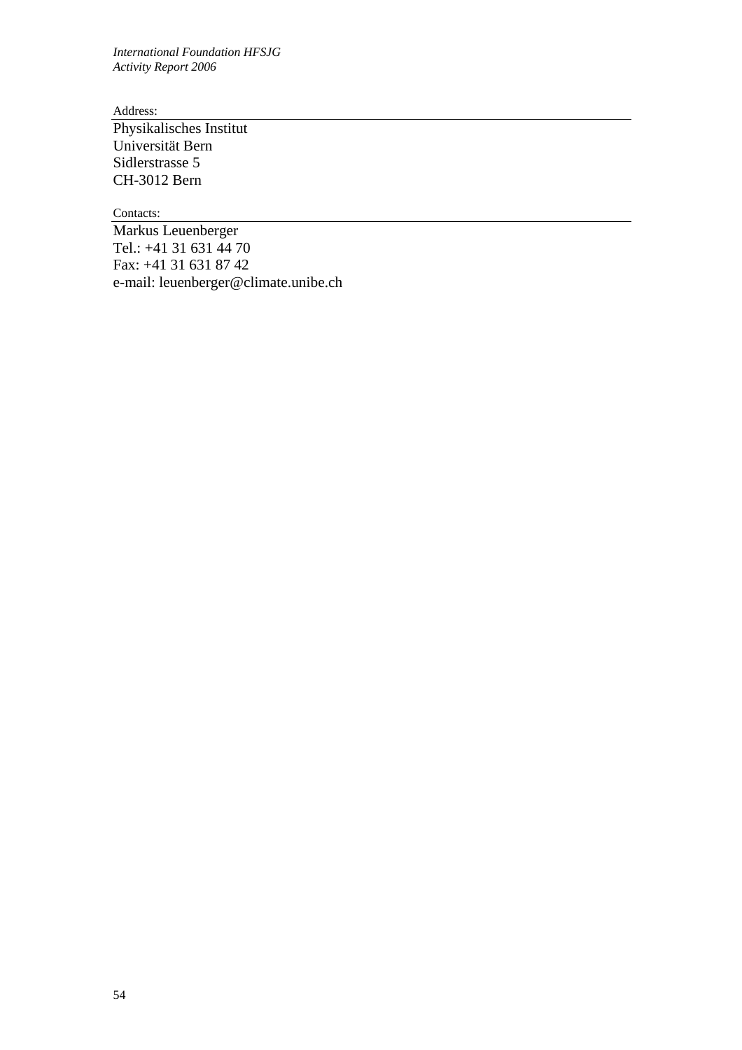Address:

Physikalisches Institut
Universität Bern
Sidlerstrasse 5
CH-3012 Bern

Contacts:

Markus Leuenberger
Tel.: +41 31 631 44 70
Fax: +41 31 631 87 42
e-mail: leuenberger@climate.unibe.ch